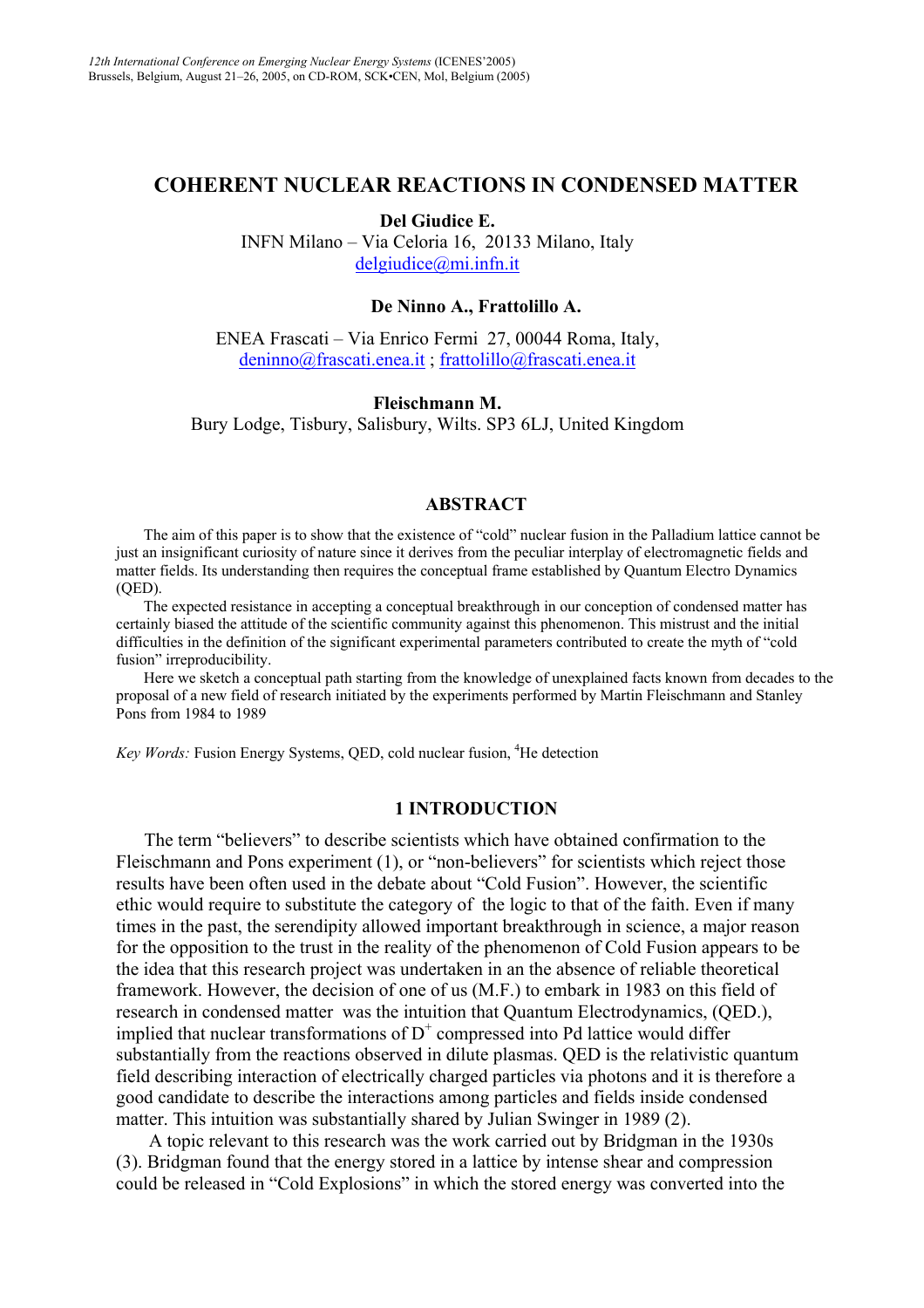# COHERENT NUCLEAR REACTIONS IN CONDENSED MATTER

**Del Giudice E.**
INFN Milano – Via Celoria 16, 20133 Milano, Italy
delgiudice@mi.infn.it

**De Ninno A., Frattolillo A.**

ENEA Frascati – Via Enrico Fermi 27, 00044 Roma, Italy,
deninno@frascati.enea.it ; frattolillo@frascati.enea.it

**Fleischmann M.**
Bury Lodge, Tisbury, Salisbury, Wilts. SP3 6LJ, United Kingdom

## ABSTRACT

The aim of this paper is to show that the existence of "cold" nuclear fusion in the Palladium lattice cannot be just an insignificant curiosity of nature since it derives from the peculiar interplay of electromagnetic fields and matter fields. Its understanding then requires the conceptual frame established by Quantum Electro Dynamics (QED).

The expected resistance in accepting a conceptual breakthrough in our conception of condensed matter has certainly biased the attitude of the scientific community against this phenomenon. This mistrust and the initial difficulties in the definition of the significant experimental parameters contributed to create the myth of "cold fusion" irreproducibility.

Here we sketch a conceptual path starting from the knowledge of unexplained facts known from decades to the proposal of a new field of research initiated by the experiments performed by Martin Fleischmann and Stanley Pons from 1984 to 1989

*Key Words:* Fusion Energy Systems, QED, cold nuclear fusion, $^4$He detection

## 1 INTRODUCTION

The term "believers" to describe scientists which have obtained confirmation to the Fleischmann and Pons experiment (1), or "non-believers" for scientists which reject those results have been often used in the debate about "Cold Fusion". However, the scientific ethic would require to substitute the category of the logic to that of the faith. Even if many times in the past, the serendipity allowed important breakthrough in science, a major reason for the opposition to the trust in the reality of the phenomenon of Cold Fusion appears to be the idea that this research project was undertaken in an the absence of reliable theoretical framework. However, the decision of one of us (M.F.) to embark in 1983 on this field of research in condensed matter was the intuition that Quantum Electrodynamics, (QED.), implied that nuclear transformations of $D^+$ compressed into Pd lattice would differ substantially from the reactions observed in dilute plasmas. QED is the relativistic quantum field describing interaction of electrically charged particles via photons and it is therefore a good candidate to describe the interactions among particles and fields inside condensed matter. This intuition was substantially shared by Julian Swinger in 1989 (2).

A topic relevant to this research was the work carried out by Bridgman in the 1930s (3). Bridgman found that the energy stored in a lattice by intense shear and compression could be released in "Cold Explosions" in which the stored energy was converted into the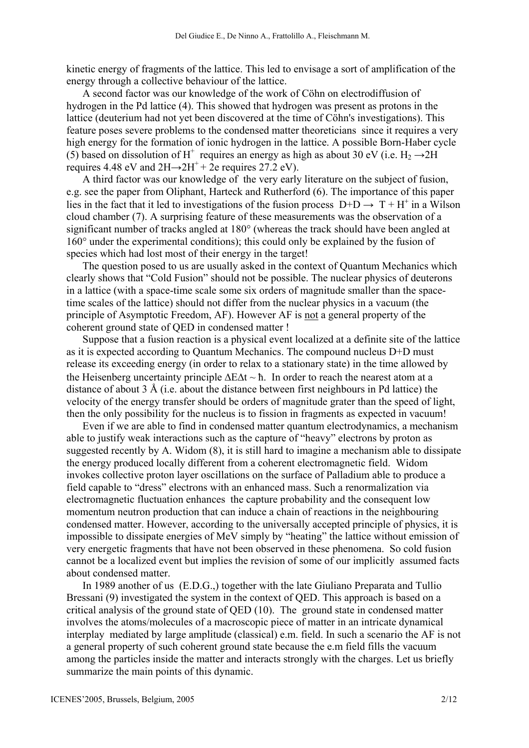kinetic energy of fragments of the lattice. This led to envisage a sort of amplification of the energy through a collective behaviour of the lattice.

A second factor was our knowledge of the work of Cöhn on electrodiffusion of hydrogen in the Pd lattice (4). This showed that hydrogen was present as protons in the lattice (deuterium had not yet been discovered at the time of Cöhn's investigations). This feature poses severe problems to the condensed matter theoreticians since it requires a very high energy for the formation of ionic hydrogen in the lattice. A possible Born-Haber cycle (5) based on dissolution of $H^+$ requires an energy as high as about 30 eV (i.e. $H_2 \rightarrow 2H$ requires 4.48 eV and $2H \rightarrow 2H^+ + 2e$ requires 27.2 eV).

A third factor was our knowledge of the very early literature on the subject of fusion, e.g. see the paper from Oliphant, Harteck and Rutherford (6). The importance of this paper lies in the fact that it led to investigations of the fusion process $D+D \rightarrow T + H^+$ in a Wilson cloud chamber (7). A surprising feature of these measurements was the observation of a significant number of tracks angled at 180° (whereas the track should have been angled at 160° under the experimental conditions); this could only be explained by the fusion of species which had lost most of their energy in the target!

The question posed to us are usually asked in the context of Quantum Mechanics which clearly shows that "Cold Fusion" should not be possible. The nuclear physics of deuterons in a lattice (with a space-time scale some six orders of magnitude smaller than the space-time scales of the lattice) should not differ from the nuclear physics in a vacuum (the principle of Asymptotic Freedom, AF). However AF is <u>not</u> a general property of the coherent ground state of QED in condensed matter !

Suppose that a fusion reaction is a physical event localized at a definite site of the lattice as it is expected according to Quantum Mechanics. The compound nucleus D+D must release its exceeding energy (in order to relax to a stationary state) in the time allowed by the Heisenberg uncertainty principle $\Delta E \Delta t \sim \hbar$. In order to reach the nearest atom at a distance of about 3 Å (i.e. about the distance between first neighbours in Pd lattice) the velocity of the energy transfer should be orders of magnitude grater than the speed of light, then the only possibility for the nucleus is to fission in fragments as expected in vacuum!

Even if we are able to find in condensed matter quantum electrodynamics, a mechanism able to justify weak interactions such as the capture of "heavy" electrons by proton as suggested recently by A. Widom (8), it is still hard to imagine a mechanism able to dissipate the energy produced locally different from a coherent electromagnetic field. Widom invokes collective proton layer oscillations on the surface of Palladium able to produce a field capable to "dress" electrons with an enhanced mass. Such a renormalization via electromagnetic fluctuation enhances the capture probability and the consequent low momentum neutron production that can induce a chain of reactions in the neighbouring condensed matter. However, according to the universally accepted principle of physics, it is impossible to dissipate energies of MeV simply by "heating" the lattice without emission of very energetic fragments that have not been observed in these phenomena. So cold fusion cannot be a localized event but implies the revision of some of our implicitly assumed facts about condensed matter.

In 1989 another of us (E.D.G.,) together with the late Giuliano Preparata and Tullio Bressani (9) investigated the system in the context of QED. This approach is based on a critical analysis of the ground state of QED (10). The ground state in condensed matter involves the atoms/molecules of a macroscopic piece of matter in an intricate dynamical interplay mediated by large amplitude (classical) e.m. field. In such a scenario the AF is not a general property of such coherent ground state because the e.m field fills the vacuum among the particles inside the matter and interacts strongly with the charges. Let us briefly summarize the main points of this dynamic.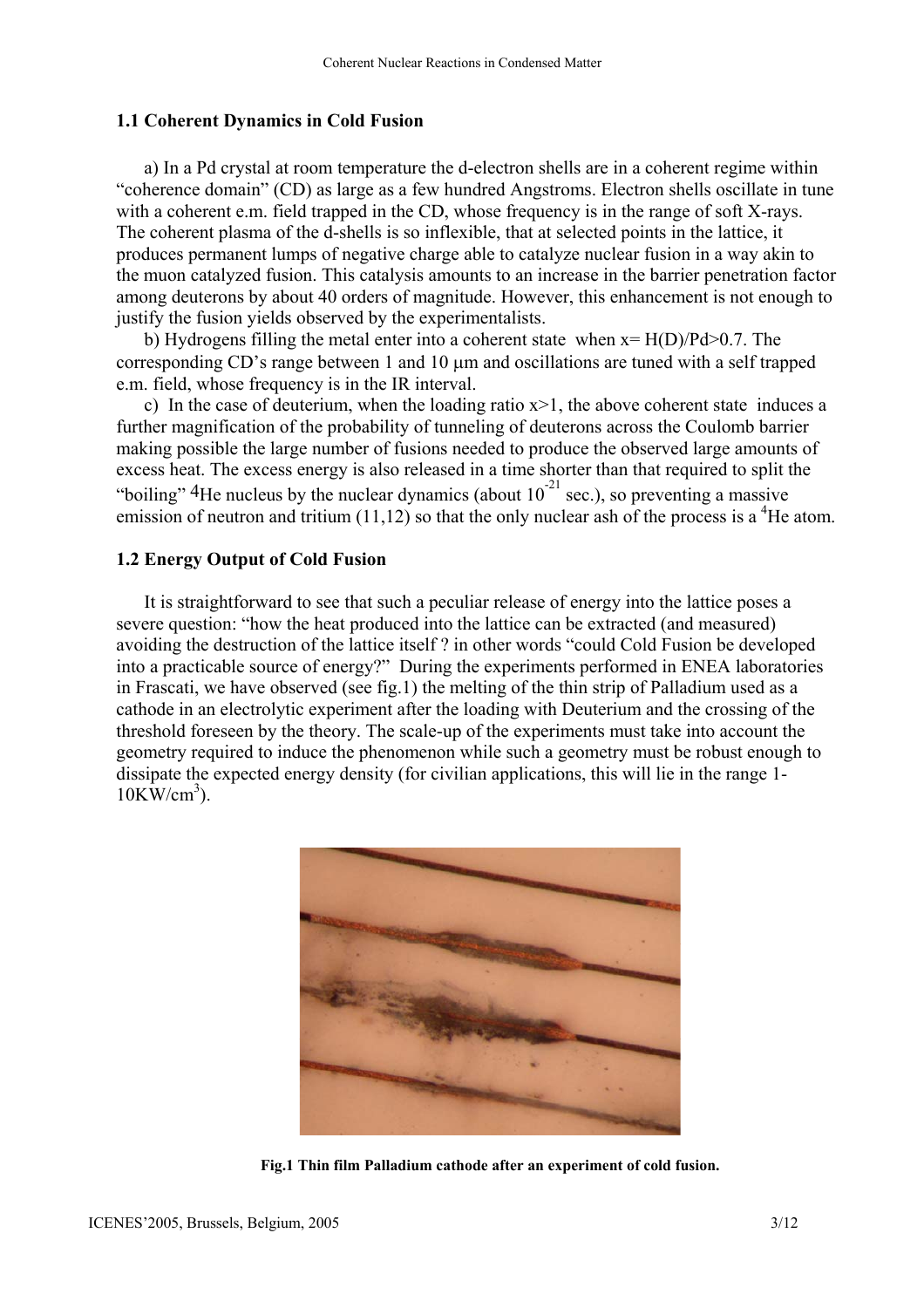### 1.1 Coherent Dynamics in Cold Fusion

a) In a Pd crystal at room temperature the d-electron shells are in a coherent regime within "coherence domain" (CD) as large as a few hundred Angstroms. Electron shells oscillate in tune with a coherent e.m. field trapped in the CD, whose frequency is in the range of soft X-rays. The coherent plasma of the d-shells is so inflexible, that at selected points in the lattice, it produces permanent lumps of negative charge able to catalyze nuclear fusion in a way akin to the muon catalyzed fusion. This catalysis amounts to an increase in the barrier penetration factor among deuterons by about 40 orders of magnitude. However, this enhancement is not enough to justify the fusion yields observed by the experimentalists.

b) Hydrogens filling the metal enter into a coherent state when $x= H(D)/Pd>0.7$. The corresponding CD's range between 1 and 10 μm and oscillations are tuned with a self trapped e.m. field, whose frequency is in the IR interval.

c) In the case of deuterium, when the loading ratio $x>1$, the above coherent state induces a further magnification of the probability of tunneling of deuterons across the Coulomb barrier making possible the large number of fusions needed to produce the observed large amounts of excess heat. The excess energy is also released in a time shorter than that required to split the "boiling" $^4$He nucleus by the nuclear dynamics (about $10^{-21}$ sec.), so preventing a massive emission of neutron and tritium (11,12) so that the only nuclear ash of the process is a $^4$He atom.

### 1.2 Energy Output of Cold Fusion

It is straightforward to see that such a peculiar release of energy into the lattice poses a severe question: "how the heat produced into the lattice can be extracted (and measured) avoiding the destruction of the lattice itself ? in other words "could Cold Fusion be developed into a practicable source of energy?" During the experiments performed in ENEA laboratories in Frascati, we have observed (see fig.1) the melting of the thin strip of Palladium used as a cathode in an electrolytic experiment after the loading with Deuterium and the crossing of the threshold foreseen by the theory. The scale-up of the experiments must take into account the geometry required to induce the phenomenon while such a geometry must be robust enough to dissipate the expected energy density (for civilian applications, this will lie in the range 1-10KW/cm$^3$).

**Fig.1 Thin film Palladium cathode after an experiment of cold fusion.**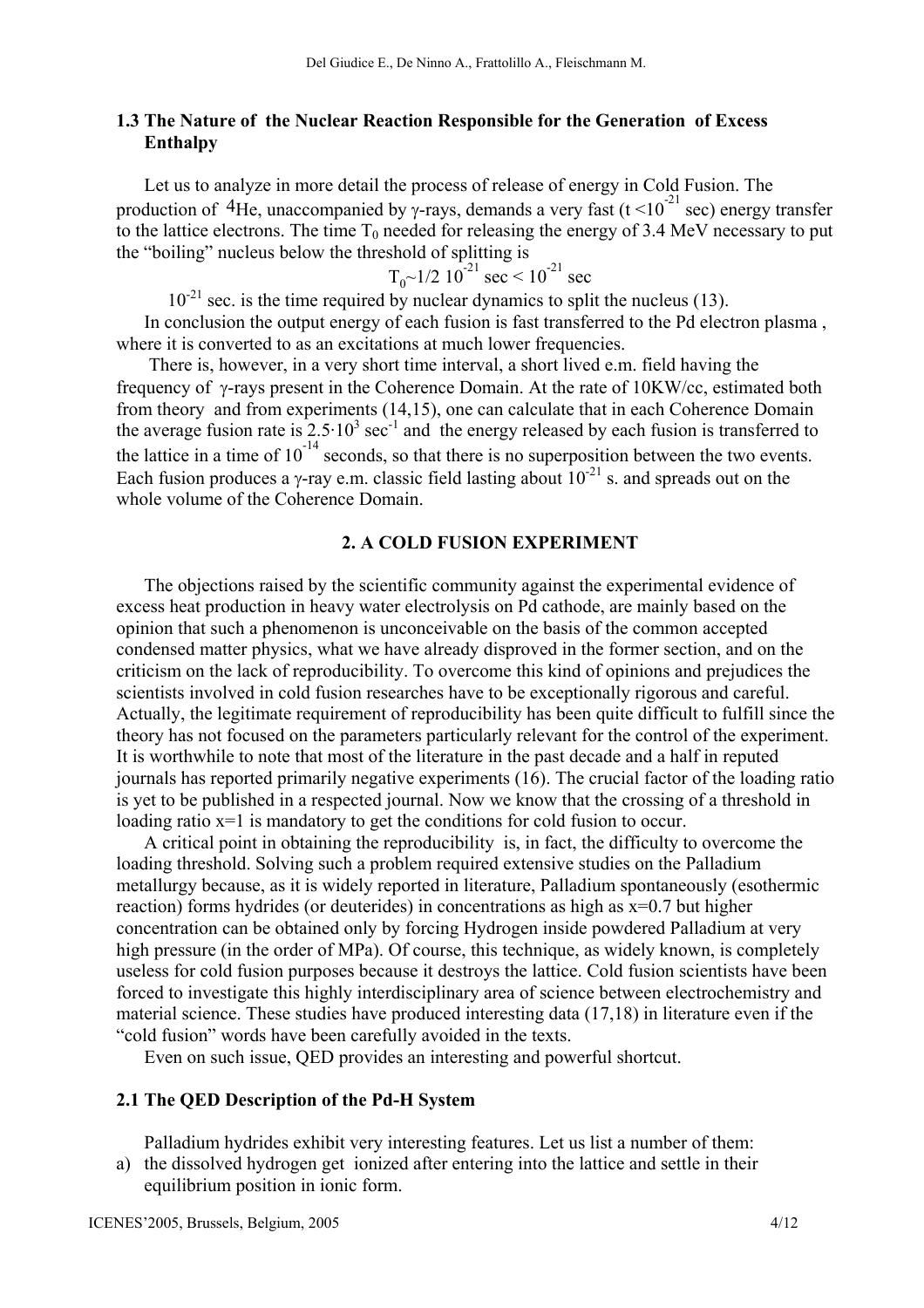### 1.3 The Nature of the Nuclear Reaction Responsible for the Generation of Excess Enthalpy

Let us to analyze in more detail the process of release of energy in Cold Fusion. The production of $^4$He, unaccompanied by γ-rays, demands a very fast ($t < 10^{-21}$ sec) energy transfer to the lattice electrons. The time $T_0$ needed for releasing the energy of 3.4 MeV necessary to put the "boiling" nucleus below the threshold of splitting is

$$T_0 \sim 1/2 \ 10^{-21} \text{ sec} < 10^{-21} \text{ sec}$$

$10^{-21}$ sec. is the time required by nuclear dynamics to split the nucleus (13).

In conclusion the output energy of each fusion is fast transferred to the Pd electron plasma, where it is converted to as an excitations at much lower frequencies.

There is, however, in a very short time interval, a short lived e.m. field having the frequency of γ-rays present in the Coherence Domain. At the rate of 10KW/cc, estimated both from theory and from experiments (14,15), one can calculate that in each Coherence Domain the average fusion rate is $2.5 \cdot 10^3$ sec$^{-1}$ and the energy released by each fusion is transferred to the lattice in a time of $10^{-14}$ seconds, so that there is no superposition between the two events. Each fusion produces a γ-ray e.m. classic field lasting about $10^{-21}$ s. and spreads out on the whole volume of the Coherence Domain.

## 2. A COLD FUSION EXPERIMENT

The objections raised by the scientific community against the experimental evidence of excess heat production in heavy water electrolysis on Pd cathode, are mainly based on the opinion that such a phenomenon is unconceivable on the basis of the common accepted condensed matter physics, what we have already disproved in the former section, and on the criticism on the lack of reproducibility. To overcome this kind of opinions and prejudices the scientists involved in cold fusion researches have to be exceptionally rigorous and careful. Actually, the legitimate requirement of reproducibility has been quite difficult to fulfill since the theory has not focused on the parameters particularly relevant for the control of the experiment. It is worthwhile to note that most of the literature in the past decade and a half in reputed journals has reported primarily negative experiments (16). The crucial factor of the loading ratio is yet to be published in a respected journal. Now we know that the crossing of a threshold in loading ratio x=1 is mandatory to get the conditions for cold fusion to occur.

A critical point in obtaining the reproducibility is, in fact, the difficulty to overcome the loading threshold. Solving such a problem required extensive studies on the Palladium metallurgy because, as it is widely reported in literature, Palladium spontaneously (esothermic reaction) forms hydrides (or deuterides) in concentrations as high as x=0.7 but higher concentration can be obtained only by forcing Hydrogen inside powdered Palladium at very high pressure (in the order of MPa). Of course, this technique, as widely known, is completely useless for cold fusion purposes because it destroys the lattice. Cold fusion scientists have been forced to investigate this highly interdisciplinary area of science between electrochemistry and material science. These studies have produced interesting data (17,18) in literature even if the "cold fusion" words have been carefully avoided in the texts.

Even on such issue, QED provides an interesting and powerful shortcut.

### 2.1 The QED Description of the Pd-H System

Palladium hydrides exhibit very interesting features. Let us list a number of them:

a) the dissolved hydrogen get ionized after entering into the lattice and settle in their equilibrium position in ionic form.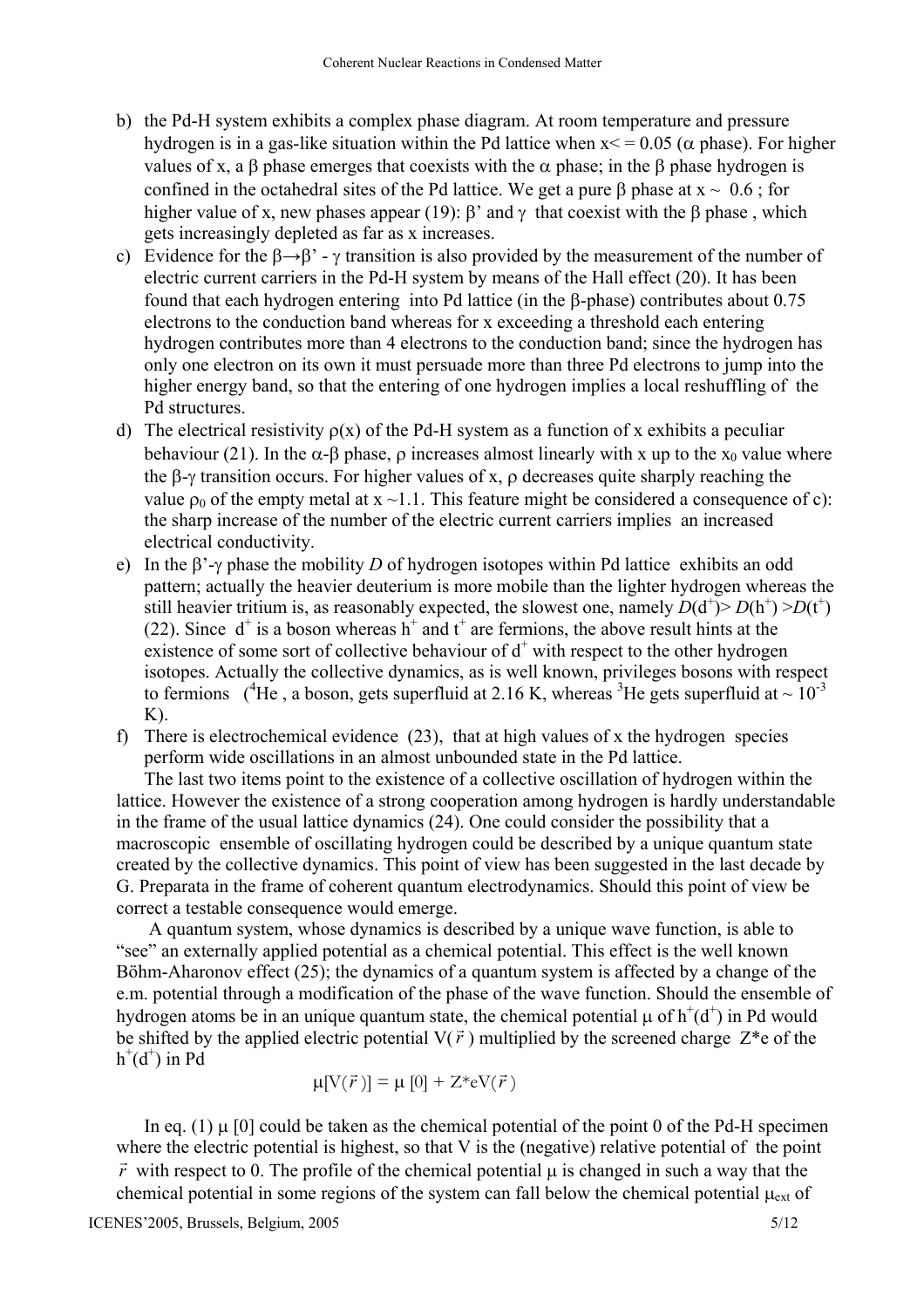b) the Pd-H system exhibits a complex phase diagram. At room temperature and pressure hydrogen is in a gas-like situation within the Pd lattice when $x <= 0.05$ ($\alpha$ phase). For higher values of x, a $\beta$ phase emerges that coexists with the $\alpha$ phase; in the $\beta$ phase hydrogen is confined in the octahedral sites of the Pd lattice. We get a pure $\beta$ phase at $x \sim 0.6$ ; for higher value of x, new phases appear (19): $\beta'$ and $\gamma$ that coexist with the $\beta$ phase , which gets increasingly depleted as far as x increases.

c) Evidence for the $\beta \rightarrow \beta' - \gamma$ transition is also provided by the measurement of the number of electric current carriers in the Pd-H system by means of the Hall effect (20). It has been found that each hydrogen entering into Pd lattice (in the $\beta$-phase) contributes about 0.75 electrons to the conduction band whereas for x exceeding a threshold each entering hydrogen contributes more than 4 electrons to the conduction band; since the hydrogen has only one electron on its own it must persuade more than three Pd electrons to jump into the higher energy band, so that the entering of one hydrogen implies a local reshuffling of the Pd structures.

d) The electrical resistivity $\rho(x)$ of the Pd-H system as a function of x exhibits a peculiar behaviour (21). In the $\alpha$-$\beta$ phase, $\rho$ increases almost linearly with x up to the $x_0$ value where the $\beta$-$\gamma$ transition occurs. For higher values of x, $\rho$ decreases quite sharply reaching the value $\rho_0$ of the empty metal at $x \sim 1.1$. This feature might be considered a consequence of c): the sharp increase of the number of the electric current carriers implies an increased electrical conductivity.

e) In the $\beta'$-$\gamma$ phase the mobility $D$ of hydrogen isotopes within Pd lattice exhibits an odd pattern; actually the heavier deuterium is more mobile than the lighter hydrogen whereas the still heavier tritium is, as reasonably expected, the slowest one, namely $D(d^+) > D(h^+) > D(t^+)$ (22). Since $d^+$ is a boson whereas $h^+$ and $t^+$ are fermions, the above result hints at the existence of some sort of collective behaviour of $d^+$ with respect to the other hydrogen isotopes. Actually the collective dynamics, as is well known, privileges bosons with respect to fermions ($^4He$ , a boson, gets superfluid at 2.16 K, whereas $^3He$ gets superfluid at $\sim 10^{-3}$ K).

f) There is electrochemical evidence (23), that at high values of x the hydrogen species perform wide oscillations in an almost unbounded state in the Pd lattice.

The last two items point to the existence of a collective oscillation of hydrogen within the lattice. However the existence of a strong cooperation among hydrogen is hardly understandable in the frame of the usual lattice dynamics (24). One could consider the possibility that a macroscopic ensemble of oscillating hydrogen could be described by a unique quantum state created by the collective dynamics. This point of view has been suggested in the last decade by G. Preparata in the frame of coherent quantum electrodynamics. Should this point of view be correct a testable consequence would emerge.

A quantum system, whose dynamics is described by a unique wave function, is able to "see" an externally applied potential as a chemical potential. This effect is the well known Böhm-Aharonov effect (25); the dynamics of a quantum system is affected by a change of the e.m. potential through a modification of the phase of the wave function. Should the ensemble of hydrogen atoms be in an unique quantum state, the chemical potential $\mu$ of $h^+(d^+)$ in Pd would be shifted by the applied electric potential $V(\vec{r})$ multiplied by the screened charge $Z^*e$ of the $h^+(d^+)$ in Pd

$$\mu[V(\vec{r})] = \mu[0] + Z^*eV(\vec{r})$$

In eq. (1) $\mu[0]$ could be taken as the chemical potential of the point 0 of the Pd-H specimen where the electric potential is highest, so that V is the (negative) relative potential of the point $\vec{r}$ with respect to 0. The profile of the chemical potential $\mu$ is changed in such a way that the chemical potential in some regions of the system can fall below the chemical potential $\mu_{ext}$ of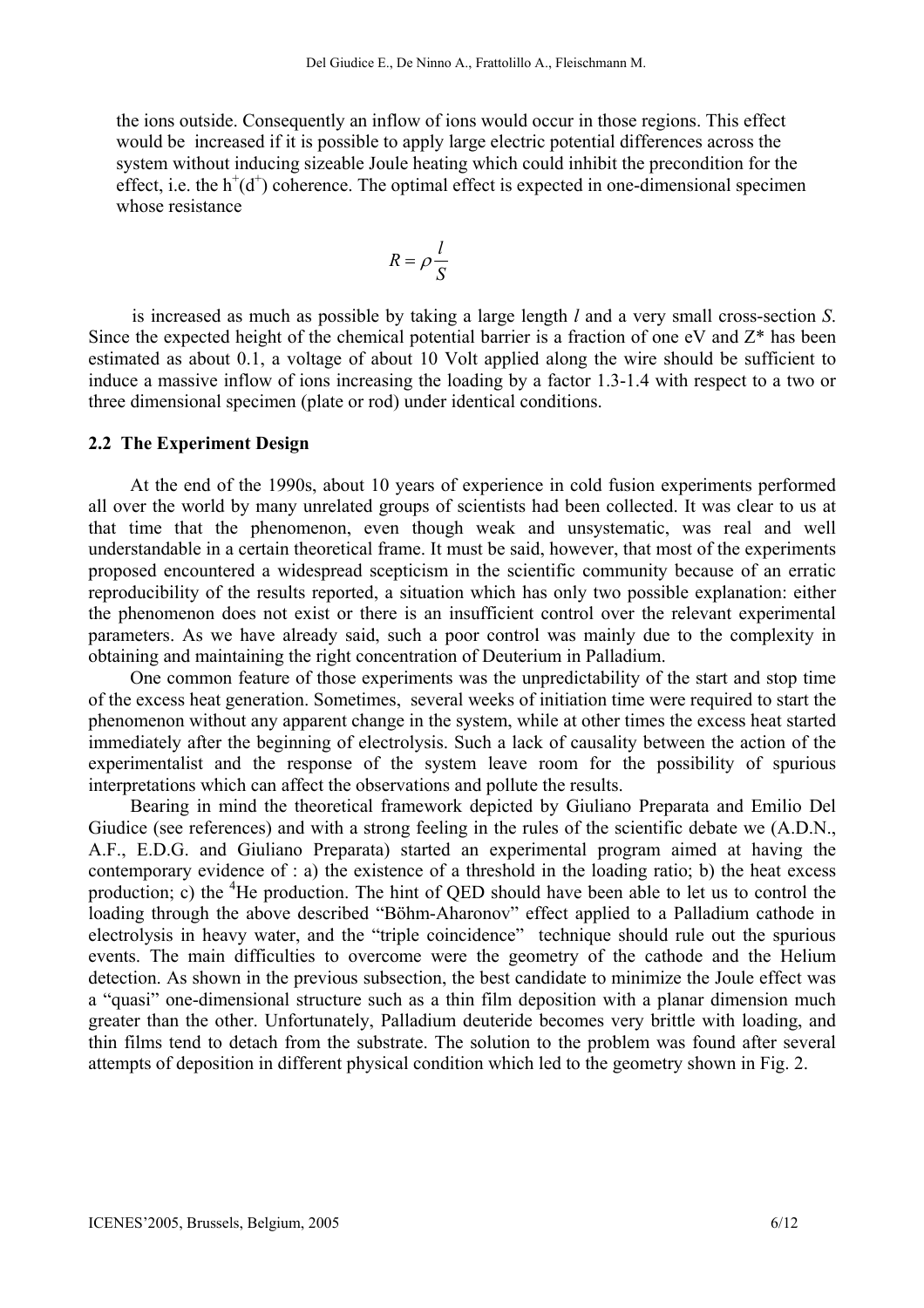the ions outside. Consequently an inflow of ions would occur in those regions. This effect would be increased if it is possible to apply large electric potential differences across the system without inducing sizeable Joule heating which could inhibit the precondition for the effect, i.e. the $h^+(d^+)$ coherence. The optimal effect is expected in one-dimensional specimen whose resistance

$$R = \rho \frac{l}{S}$$

is increased as much as possible by taking a large length *l* and a very small cross-section *S*. Since the expected height of the chemical potential barrier is a fraction of one eV and $Z^*$ has been estimated as about 0.1, a voltage of about 10 Volt applied along the wire should be sufficient to induce a massive inflow of ions increasing the loading by a factor 1.3-1.4 with respect to a two or three dimensional specimen (plate or rod) under identical conditions.

### 2.2 The Experiment Design

At the end of the 1990s, about 10 years of experience in cold fusion experiments performed all over the world by many unrelated groups of scientists had been collected. It was clear to us at that time that the phenomenon, even though weak and unsystematic, was real and well understandable in a certain theoretical frame. It must be said, however, that most of the experiments proposed encountered a widespread scepticism in the scientific community because of an erratic reproducibility of the results reported, a situation which has only two possible explanation: either the phenomenon does not exist or there is an insufficient control over the relevant experimental parameters. As we have already said, such a poor control was mainly due to the complexity in obtaining and maintaining the right concentration of Deuterium in Palladium.

One common feature of those experiments was the unpredictability of the start and stop time of the excess heat generation. Sometimes, several weeks of initiation time were required to start the phenomenon without any apparent change in the system, while at other times the excess heat started immediately after the beginning of electrolysis. Such a lack of causality between the action of the experimentalist and the response of the system leave room for the possibility of spurious interpretations which can affect the observations and pollute the results.

Bearing in mind the theoretical framework depicted by Giuliano Preparata and Emilio Del Giudice (see references) and with a strong feeling in the rules of the scientific debate we (A.D.N., A.F., E.D.G. and Giuliano Preparata) started an experimental program aimed at having the contemporary evidence of : a) the existence of a threshold in the loading ratio; b) the heat excess production; c) the $^4He$ production. The hint of QED should have been able to let us to control the loading through the above described "Böhm-Aharonov" effect applied to a Palladium cathode in electrolysis in heavy water, and the "triple coincidence" technique should rule out the spurious events. The main difficulties to overcome were the geometry of the cathode and the Helium detection. As shown in the previous subsection, the best candidate to minimize the Joule effect was a "quasi" one-dimensional structure such as a thin film deposition with a planar dimension much greater than the other. Unfortunately, Palladium deuteride becomes very brittle with loading, and thin films tend to detach from the substrate. The solution to the problem was found after several attempts of deposition in different physical condition which led to the geometry shown in Fig. 2.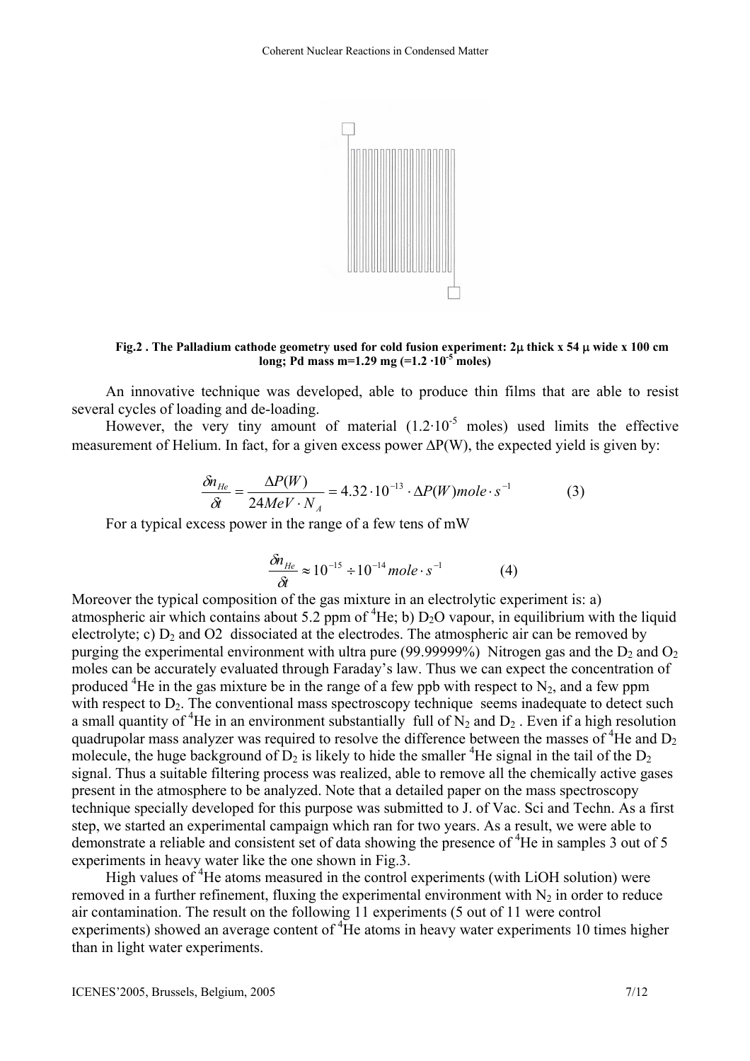**Fig.2 . The Palladium cathode geometry used for cold fusion experiment: 2μ thick x 54 μ wide x 100 cm long; Pd mass m=1.29 mg (=1.2 ·10$^{-5}$ moles)**

An innovative technique was developed, able to produce thin films that are able to resist several cycles of loading and de-loading.

However, the very tiny amount of material (1.2·10$^{-5}$ moles) used limits the effective measurement of Helium. In fact, for a given excess power ΔP(W), the expected yield is given by:

$$\frac{\delta n_{He}}{\delta t} = \frac{\Delta P(W)}{24 MeV \cdot N_A} = 4.32 \cdot 10^{-13} \cdot \Delta P(W) mole \cdot s^{-1} \qquad (3)$$

For a typical excess power in the range of a few tens of mW

$$\frac{\delta n_{He}}{\delta t} \approx 10^{-15} \div 10^{-14} mole \cdot s^{-1} \qquad (4)$$

Moreover the typical composition of the gas mixture in an electrolytic experiment is: a) atmospheric air which contains about 5.2 ppm of $^4He$; b) $D_2O$ vapour, in equilibrium with the liquid electrolyte; c) $D_2$ and O2 dissociated at the electrodes. The atmospheric air can be removed by purging the experimental environment with ultra pure (99.99999%) Nitrogen gas and the $D_2$ and $O_2$ moles can be accurately evaluated through Faraday's law. Thus we can expect the concentration of produced $^4He$ in the gas mixture be in the range of a few ppb with respect to $N_2$, and a few ppm with respect to $D_2$. The conventional mass spectroscopy technique seems inadequate to detect such a small quantity of $^4He$ in an environment substantially full of $N_2$ and $D_2$ . Even if a high resolution quadrupolar mass analyzer was required to resolve the difference between the masses of $^4He$ and $D_2$ molecule, the huge background of $D_2$ is likely to hide the smaller $^4He$ signal in the tail of the $D_2$ signal. Thus a suitable filtering process was realized, able to remove all the chemically active gases present in the atmosphere to be analyzed. Note that a detailed paper on the mass spectroscopy technique specially developed for this purpose was submitted to J. of Vac. Sci and Techn. As a first step, we started an experimental campaign which ran for two years. As a result, we were able to demonstrate a reliable and consistent set of data showing the presence of $^4He$ in samples 3 out of 5 experiments in heavy water like the one shown in Fig.3.

High values of $^4He$ atoms measured in the control experiments (with LiOH solution) were removed in a further refinement, fluxing the experimental environment with $N_2$ in order to reduce air contamination. The result on the following 11 experiments (5 out of 11 were control experiments) showed an average content of $^4He$ atoms in heavy water experiments 10 times higher than in light water experiments.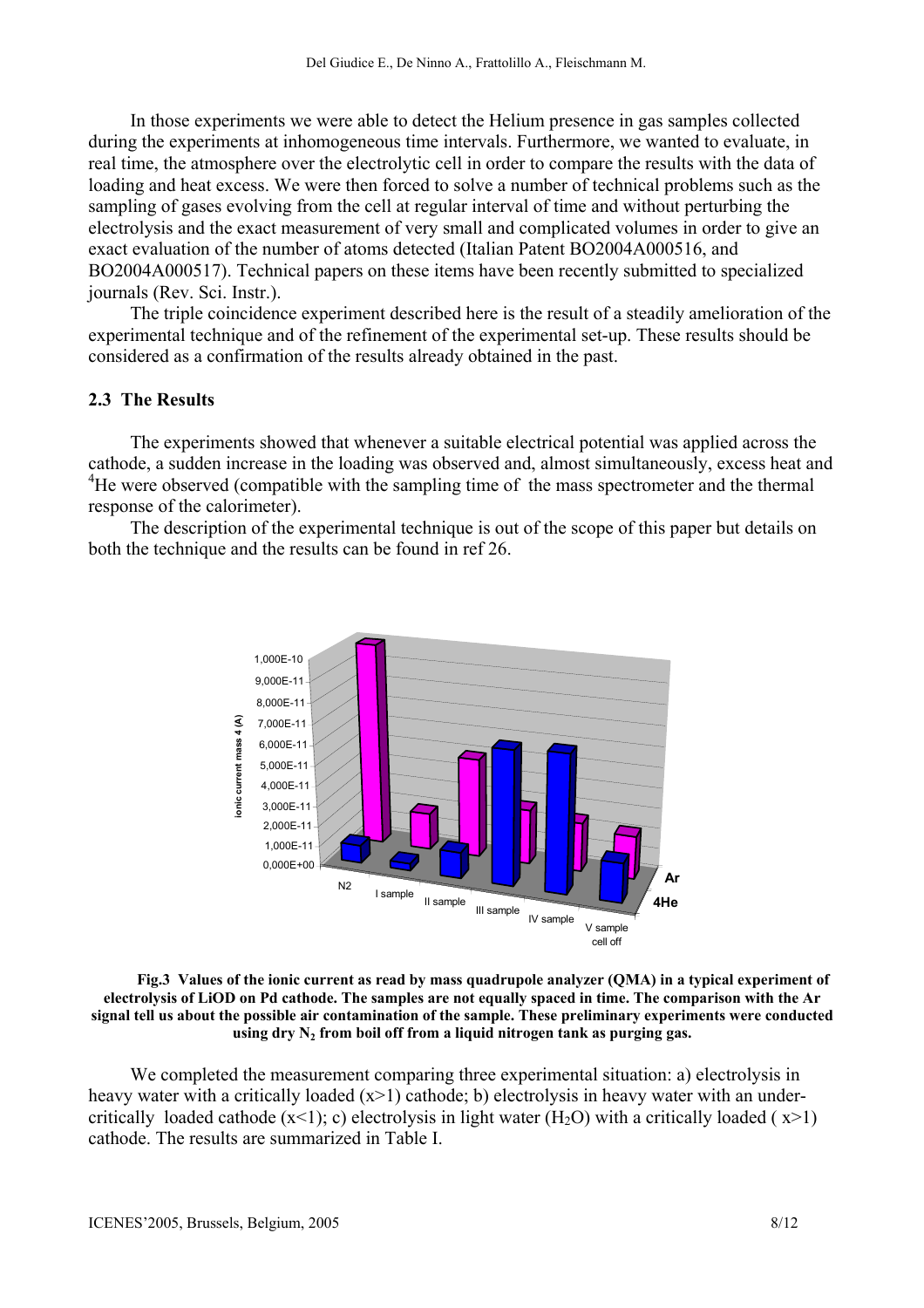In those experiments we were able to detect the Helium presence in gas samples collected during the experiments at inhomogeneous time intervals. Furthermore, we wanted to evaluate, in real time, the atmosphere over the electrolytic cell in order to compare the results with the data of loading and heat excess. We were then forced to solve a number of technical problems such as the sampling of gases evolving from the cell at regular interval of time and without perturbing the electrolysis and the exact measurement of very small and complicated volumes in order to give an exact evaluation of the number of atoms detected (Italian Patent BO2004A000516, and BO2004A000517). Technical papers on these items have been recently submitted to specialized journals (Rev. Sci. Instr.).

The triple coincidence experiment described here is the result of a steadily amelioration of the experimental technique and of the refinement of the experimental set-up. These results should be considered as a confirmation of the results already obtained in the past.

### 2.3 The Results

The experiments showed that whenever a suitable electrical potential was applied across the cathode, a sudden increase in the loading was observed and, almost simultaneously, excess heat and $^4$He were observed (compatible with the sampling time of the mass spectrometer and the thermal response of the calorimeter).

The description of the experimental technique is out of the scope of this paper but details on both the technique and the results can be found in ref 26.

**Fig.3 Values of the ionic current as read by mass quadrupole analyzer (QMA) in a typical experiment of electrolysis of LiOD on Pd cathode. The samples are not equally spaced in time. The comparison with the Ar signal tell us about the possible air contamination of the sample. These preliminary experiments were conducted using dry $N_2$ from boil off from a liquid nitrogen tank as purging gas.**

We completed the measurement comparing three experimental situation: a) electrolysis in heavy water with a critically loaded (x>1) cathode; b) electrolysis in heavy water with an under-critically loaded cathode (x<1); c) electrolysis in light water ($H_2O$) with a critically loaded ( x>1) cathode. The results are summarized in Table I.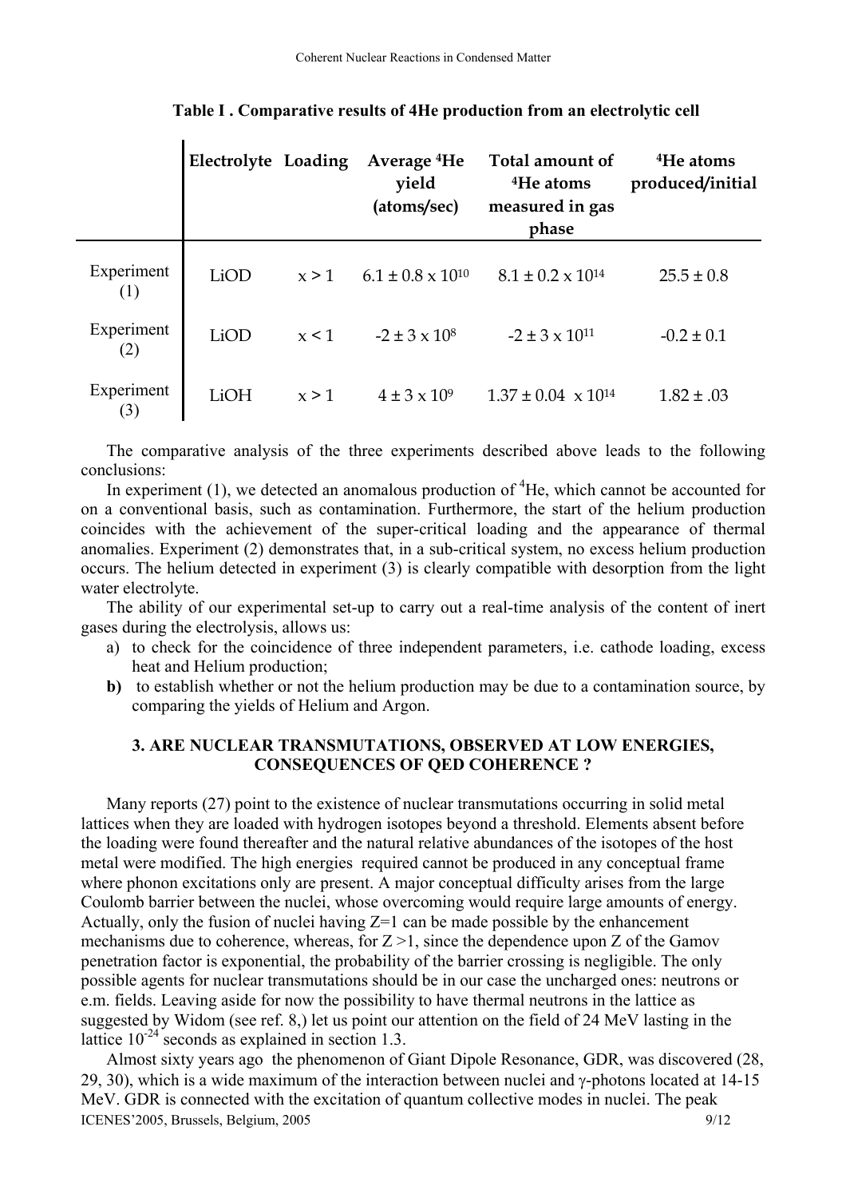**Table I . Comparative results of 4He production from an electrolytic cell**

| | Electrolyte | Loading | Average $^4$He yield (atoms/sec) | Total amount of $^4$He atoms measured in gas phase | $^4$He atoms produced/initial |
|---|---|---|---|---|---|
| Experiment (1) | LiOD | x > 1 | $6.1 \pm 0.8 \times 10^{10}$ | $8.1 \pm 0.2 \times 10^{14}$ | $25.5 \pm 0.8$ |
| Experiment (2) | LiOD | x < 1 | $-2 \pm 3 \times 10^{8}$ | $-2 \pm 3 \times 10^{11}$ | $-0.2 \pm 0.1$ |
| Experiment (3) | LiOH | x > 1 | $4 \pm 3 \times 10^{9}$ | $1.37 \pm 0.04 \times 10^{14}$ | $1.82 \pm .03$ |

The comparative analysis of the three experiments described above leads to the following conclusions:

In experiment (1), we detected an anomalous production of $^4$He, which cannot be accounted for on a conventional basis, such as contamination. Furthermore, the start of the helium production coincides with the achievement of the super-critical loading and the appearance of thermal anomalies. Experiment (2) demonstrates that, in a sub-critical system, no excess helium production occurs. The helium detected in experiment (3) is clearly compatible with desorption from the light water electrolyte.

The ability of our experimental set-up to carry out a real-time analysis of the content of inert gases during the electrolysis, allows us:

a) to check for the coincidence of three independent parameters, i.e. cathode loading, excess heat and Helium production;

**b)** to establish whether or not the helium production may be due to a contamination source, by comparing the yields of Helium and Argon.

### 3. ARE NUCLEAR TRANSMUTATIONS, OBSERVED AT LOW ENERGIES, CONSEQUENCES OF QED COHERENCE ?

Many reports (27) point to the existence of nuclear transmutations occurring in solid metal lattices when they are loaded with hydrogen isotopes beyond a threshold. Elements absent before the loading were found thereafter and the natural relative abundances of the isotopes of the host metal were modified. The high energies required cannot be produced in any conceptual frame where phonon excitations only are present. A major conceptual difficulty arises from the large Coulomb barrier between the nuclei, whose overcoming would require large amounts of energy. Actually, only the fusion of nuclei having Z=1 can be made possible by the enhancement mechanisms due to coherence, whereas, for Z >1, since the dependence upon Z of the Gamov penetration factor is exponential, the probability of the barrier crossing is negligible. The only possible agents for nuclear transmutations should be in our case the uncharged ones: neutrons or e.m. fields. Leaving aside for now the possibility to have thermal neutrons in the lattice as suggested by Widom (see ref. 8,) let us point our attention on the field of 24 MeV lasting in the lattice $10^{-24}$ seconds as explained in section 1.3.

Almost sixty years ago the phenomenon of Giant Dipole Resonance, GDR, was discovered (28, 29, 30), which is a wide maximum of the interaction between nuclei and γ-photons located at 14-15 MeV. GDR is connected with the excitation of quantum collective modes in nuclei. The peak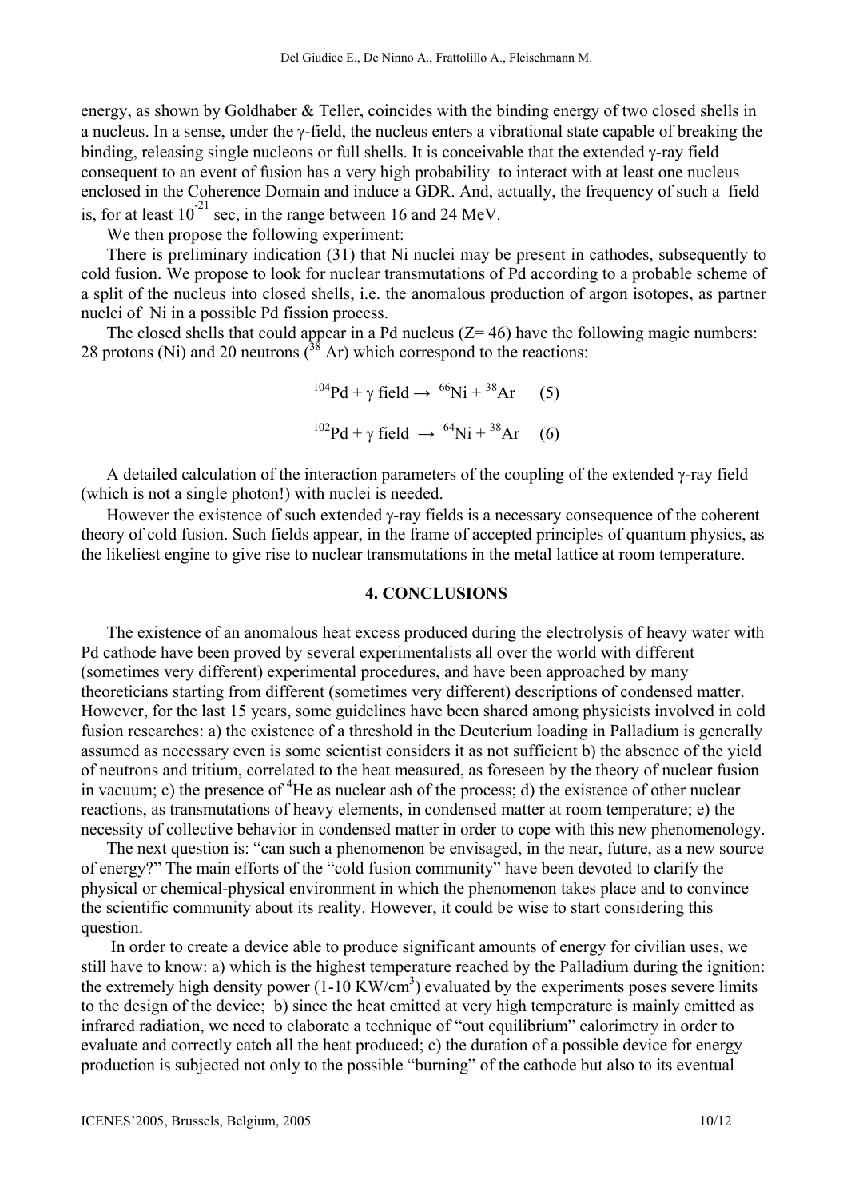energy, as shown by Goldhaber & Teller, coincides with the binding energy of two closed shells in a nucleus. In a sense, under the γ-field, the nucleus enters a vibrational state capable of breaking the binding, releasing single nucleons or full shells. It is conceivable that the extended γ-ray field consequent to an event of fusion has a very high probability to interact with at least one nucleus enclosed in the Coherence Domain and induce a GDR. And, actually, the frequency of such a field is, for at least $10^{-21}$ sec, in the range between 16 and 24 MeV.

We then propose the following experiment:

There is preliminary indication (31) that Ni nuclei may be present in cathodes, subsequently to cold fusion. We propose to look for nuclear transmutations of Pd according to a probable scheme of a split of the nucleus into closed shells, i.e. the anomalous production of argon isotopes, as partner nuclei of Ni in a possible Pd fission process.

The closed shells that could appear in a Pd nucleus (Z= 46) have the following magic numbers: 28 protons (Ni) and 20 neutrons ($^{38}$Ar) which correspond to the reactions:

$$^{104}\text{Pd} + \gamma \text{ field} \rightarrow {}^{66}\text{Ni} + {}^{38}\text{Ar} \quad (5)$$

$$^{102}\text{Pd} + \gamma \text{ field} \rightarrow {}^{64}\text{Ni} + {}^{38}\text{Ar} \quad (6)$$

A detailed calculation of the interaction parameters of the coupling of the extended γ-ray field (which is not a single photon!) with nuclei is needed.

However the existence of such extended γ-ray fields is a necessary consequence of the coherent theory of cold fusion. Such fields appear, in the frame of accepted principles of quantum physics, as the likeliest engine to give rise to nuclear transmutations in the metal lattice at room temperature.

## 4. CONCLUSIONS

The existence of an anomalous heat excess produced during the electrolysis of heavy water with Pd cathode have been proved by several experimentalists all over the world with different (sometimes very different) experimental procedures, and have been approached by many theoreticians starting from different (sometimes very different) descriptions of condensed matter. However, for the last 15 years, some guidelines have been shared among physicists involved in cold fusion researches: a) the existence of a threshold in the Deuterium loading in Palladium is generally assumed as necessary even is some scientist considers it as not sufficient b) the absence of the yield of neutrons and tritium, correlated to the heat measured, as foreseen by the theory of nuclear fusion in vacuum; c) the presence of $^{4}$He as nuclear ash of the process; d) the existence of other nuclear reactions, as transmutations of heavy elements, in condensed matter at room temperature; e) the necessity of collective behavior in condensed matter in order to cope with this new phenomenology.

The next question is: "can such a phenomenon be envisaged, in the near, future, as a new source of energy?" The main efforts of the "cold fusion community" have been devoted to clarify the physical or chemical-physical environment in which the phenomenon takes place and to convince the scientific community about its reality. However, it could be wise to start considering this question.

In order to create a device able to produce significant amounts of energy for civilian uses, we still have to know: a) which is the highest temperature reached by the Palladium during the ignition: the extremely high density power (1-10 KW/cm$^3$) evaluated by the experiments poses severe limits to the design of the device; b) since the heat emitted at very high temperature is mainly emitted as infrared radiation, we need to elaborate a technique of "out equilibrium" calorimetry in order to evaluate and correctly catch all the heat produced; c) the duration of a possible device for energy production is subjected not only to the possible "burning" of the cathode but also to its eventual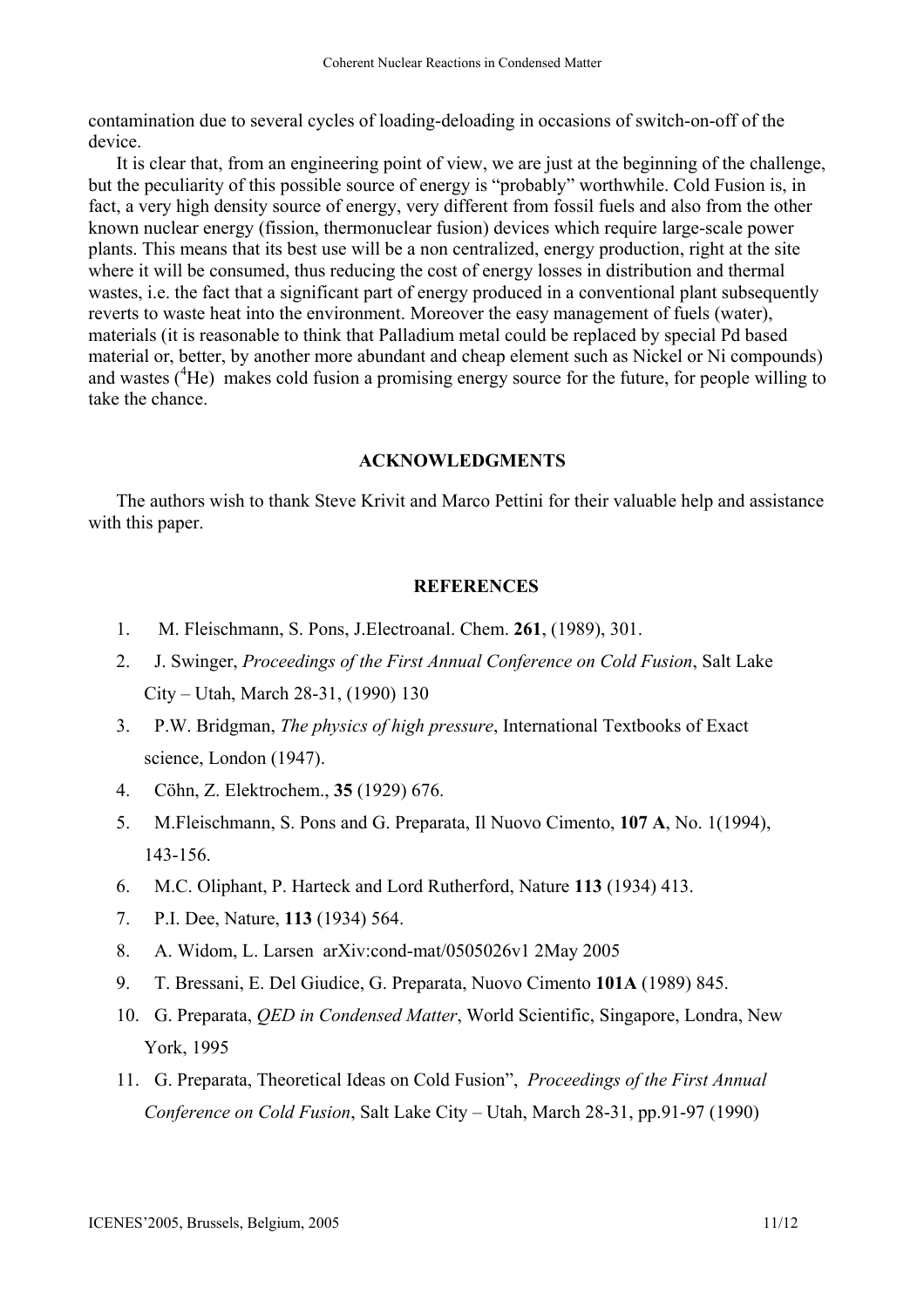contamination due to several cycles of loading-deloading in occasions of switch-on-off of the device.

It is clear that, from an engineering point of view, we are just at the beginning of the challenge, but the peculiarity of this possible source of energy is "probably" worthwhile. Cold Fusion is, in fact, a very high density source of energy, very different from fossil fuels and also from the other known nuclear energy (fission, thermonuclear fusion) devices which require large-scale power plants. This means that its best use will be a non centralized, energy production, right at the site where it will be consumed, thus reducing the cost of energy losses in distribution and thermal wastes, i.e. the fact that a significant part of energy produced in a conventional plant subsequently reverts to waste heat into the environment. Moreover the easy management of fuels (water), materials (it is reasonable to think that Palladium metal could be replaced by special Pd based material or, better, by another more abundant and cheap element such as Nickel or Ni compounds) and wastes ($^4$He) makes cold fusion a promising energy source for the future, for people willing to take the chance.

## ACKNOWLEDGMENTS

The authors wish to thank Steve Krivit and Marco Pettini for their valuable help and assistance with this paper.

## REFERENCES

1. M. Fleischmann, S. Pons, J.Electroanal. Chem. **261**, (1989), 301.
2. J. Swinger, *Proceedings of the First Annual Conference on Cold Fusion*, Salt Lake City – Utah, March 28-31, (1990) 130
3. P.W. Bridgman, *The physics of high pressure*, International Textbooks of Exact science, London (1947).
4. Cöhn, Z. Elektrochem., **35** (1929) 676.
5. M.Fleischmann, S. Pons and G. Preparata, Il Nuovo Cimento, **107 A**, No. 1(1994), 143-156.
6. M.C. Oliphant, P. Harteck and Lord Rutherford, Nature **113** (1934) 413.
7. P.I. Dee, Nature, **113** (1934) 564.
8. A. Widom, L. Larsen arXiv:cond-mat/0505026v1 2May 2005
9. T. Bressani, E. Del Giudice, G. Preparata, Nuovo Cimento **101A** (1989) 845.
10. G. Preparata, *QED in Condensed Matter*, World Scientific, Singapore, Londra, New York, 1995
11. G. Preparata, Theoretical Ideas on Cold Fusion", *Proceedings of the First Annual Conference on Cold Fusion*, Salt Lake City – Utah, March 28-31, pp.91-97 (1990)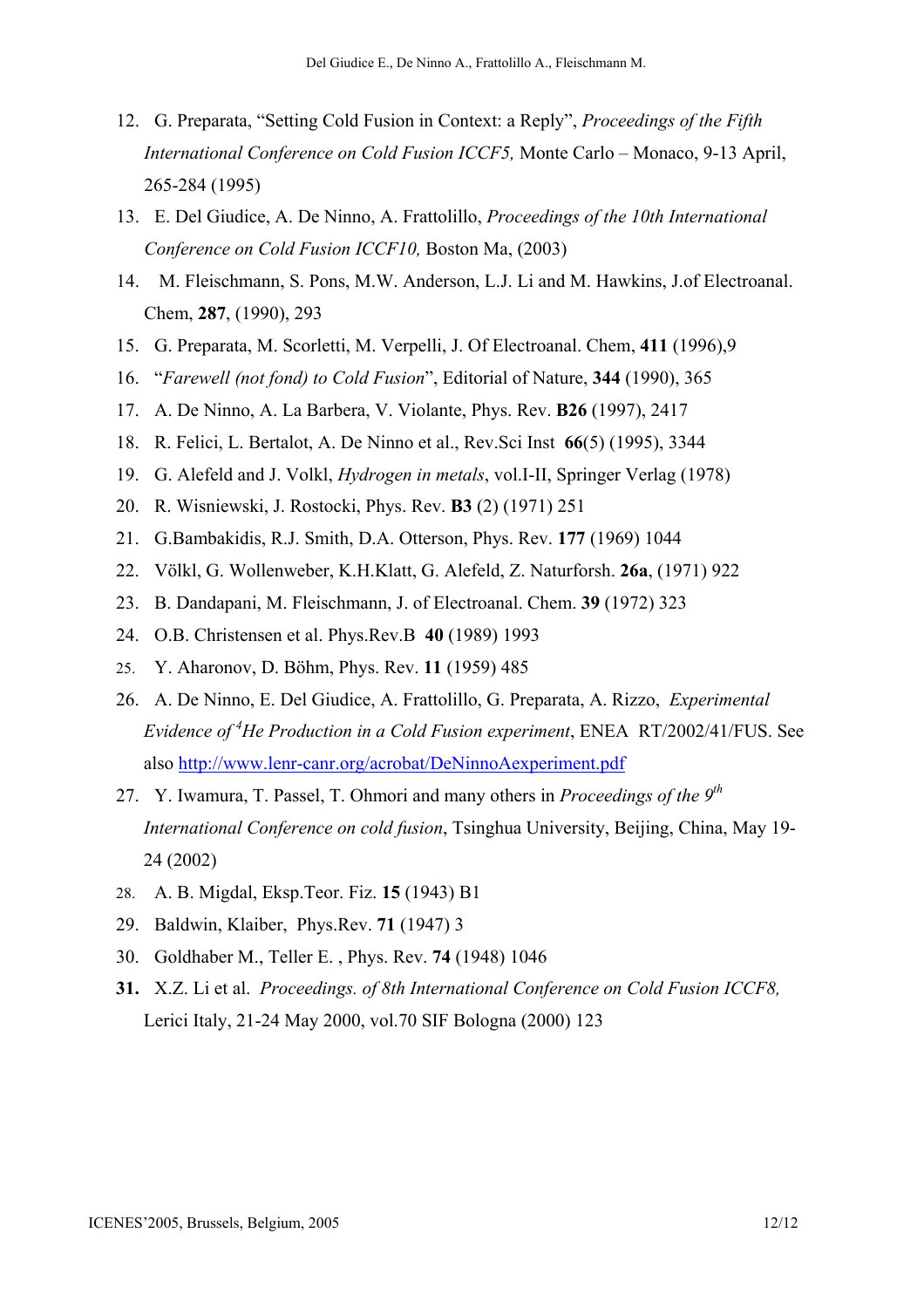12. G. Preparata, "Setting Cold Fusion in Context: a Reply", *Proceedings of the Fifth International Conference on Cold Fusion ICCF5,* Monte Carlo – Monaco, 9-13 April, 265-284 (1995)
13. E. Del Giudice, A. De Ninno, A. Frattolillo, *Proceedings of the 10th International Conference on Cold Fusion ICCF10,* Boston Ma, (2003)
14. M. Fleischmann, S. Pons, M.W. Anderson, L.J. Li and M. Hawkins, J.of Electroanal. Chem, **287**, (1990), 293
15. G. Preparata, M. Scorletti, M. Verpelli, J. Of Electroanal. Chem, **411** (1996),9
16. "*Farewell (not fond) to Cold Fusion*", Editorial of Nature, **344** (1990), 365
17. A. De Ninno, A. La Barbera, V. Violante, Phys. Rev. **B26** (1997), 2417
18. R. Felici, L. Bertalot, A. De Ninno et al., Rev.Sci Inst **66**(5) (1995), 3344
19. G. Alefeld and J. Volkl, *Hydrogen in metals*, vol.I-II, Springer Verlag (1978)
20. R. Wisniewski, J. Rostocki, Phys. Rev. **B3** (2) (1971) 251
21. G.Bambakidis, R.J. Smith, D.A. Otterson, Phys. Rev. **177** (1969) 1044
22. Völkl, G. Wollenweber, K.H.Klatt, G. Alefeld, Z. Naturforsh. **26a**, (1971) 922
23. B. Dandapani, M. Fleischmann, J. of Electroanal. Chem. **39** (1972) 323
24. O.B. Christensen et al. Phys.Rev.B **40** (1989) 1993
25. Y. Aharonov, D. Böhm, Phys. Rev. **11** (1959) 485
26. A. De Ninno, E. Del Giudice, A. Frattolillo, G. Preparata, A. Rizzo, *Experimental Evidence of $^4$He Production in a Cold Fusion experiment*, ENEA RT/2002/41/FUS. See also http://www.lenr-canr.org/acrobat/DeNinnoAexperiment.pdf
27. Y. Iwamura, T. Passel, T. Ohmori and many others in *Proceedings of the 9$^{th}$ International Conference on cold fusion*, Tsinghua University, Beijing, China, May 19-24 (2002)
28. A. B. Migdal, Eksp.Teor. Fiz. **15** (1943) B1
29. Baldwin, Klaiber, Phys.Rev. **71** (1947) 3
30. Goldhaber M., Teller E. , Phys. Rev. **74** (1948) 1046
31. X.Z. Li et al. *Proceedings. of 8th International Conference on Cold Fusion ICCF8,* Lerici Italy, 21-24 May 2000, vol.70 SIF Bologna (2000) 123